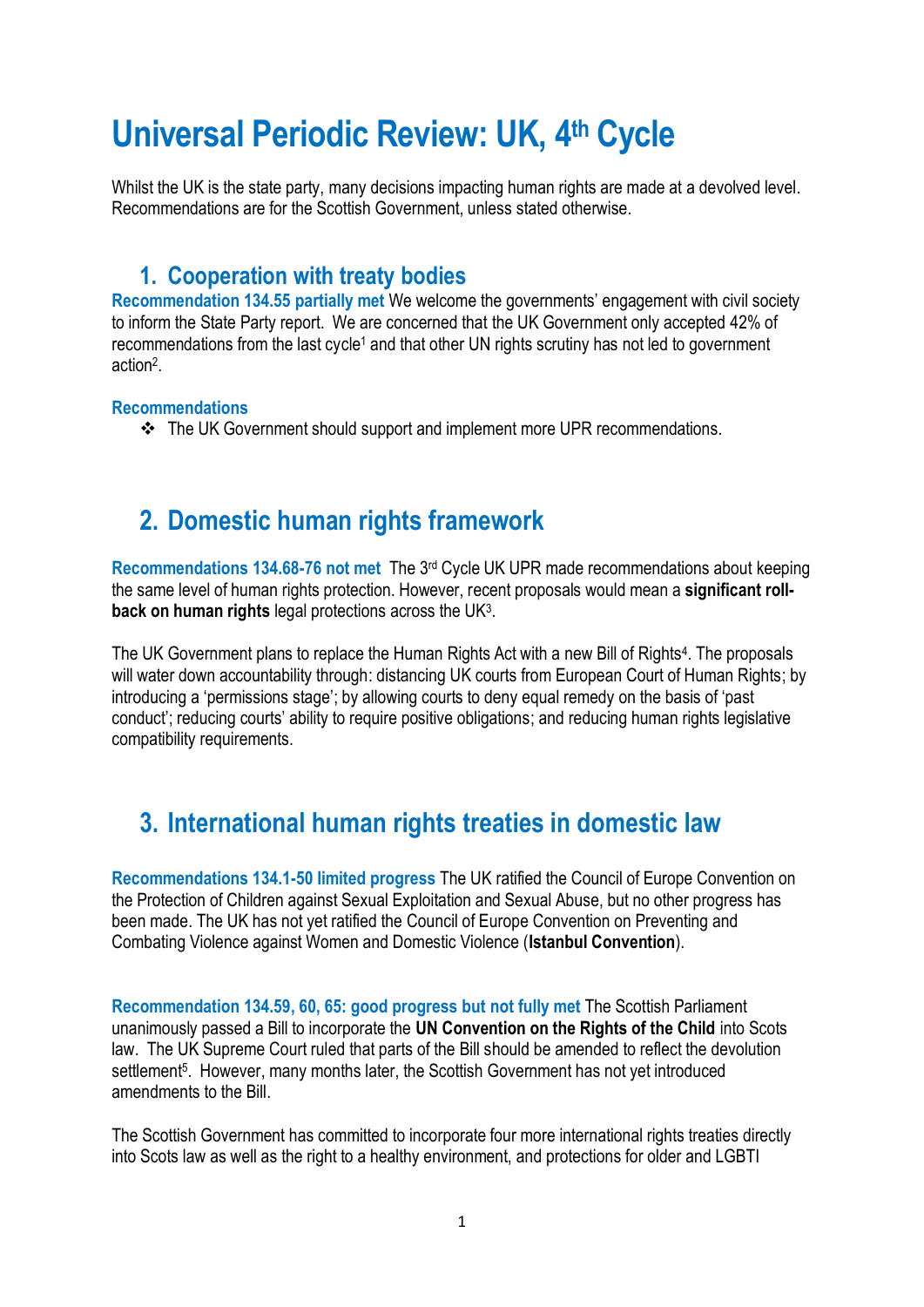# Universal Periodic Review: UK, 4th Cycle

Whilst the UK is the state party, many decisions impacting human rights are made at a devolved level. Recommendations are for the Scottish Government, unless stated otherwise.

## 1. Cooperation with treaty bodies

**Recommendation 134.55 partially met** We welcome the governments' engagement with civil society to inform the State Party report. We are concerned that the UK Government only accepted 42% of recommendations from the last cycle[1] and that other UN rights scrutiny has not led to government action[2].

**Recommendations**

- ❖ The UK Government should support and implement more UPR recommendations.

## 2. Domestic human rights framework

**Recommendations 134.68-76 not met** The 3rd Cycle UK UPR made recommendations about keeping the same level of human rights protection. However, recent proposals would mean a **significant roll-back on human rights** legal protections across the UK[3].

The UK Government plans to replace the Human Rights Act with a new Bill of Rights[4]. The proposals will water down accountability through: distancing UK courts from European Court of Human Rights; by introducing a 'permissions stage'; by allowing courts to deny equal remedy on the basis of 'past conduct'; reducing courts' ability to require positive obligations; and reducing human rights legislative compatibility requirements.

## 3. International human rights treaties in domestic law

**Recommendations 134.1-50 limited progress** The UK ratified the Council of Europe Convention on the Protection of Children against Sexual Exploitation and Sexual Abuse, but no other progress has been made. The UK has not yet ratified the Council of Europe Convention on Preventing and Combating Violence against Women and Domestic Violence (**Istanbul Convention**).

**Recommendation 134.59, 60, 65: good progress but not fully met** The Scottish Parliament unanimously passed a Bill to incorporate the **UN Convention on the Rights of the Child** into Scots law. The UK Supreme Court ruled that parts of the Bill should be amended to reflect the devolution settlement[5]. However, many months later, the Scottish Government has not yet introduced amendments to the Bill.

The Scottish Government has committed to incorporate four more international rights treaties directly into Scots law as well as the right to a healthy environment, and protections for older and LGBTI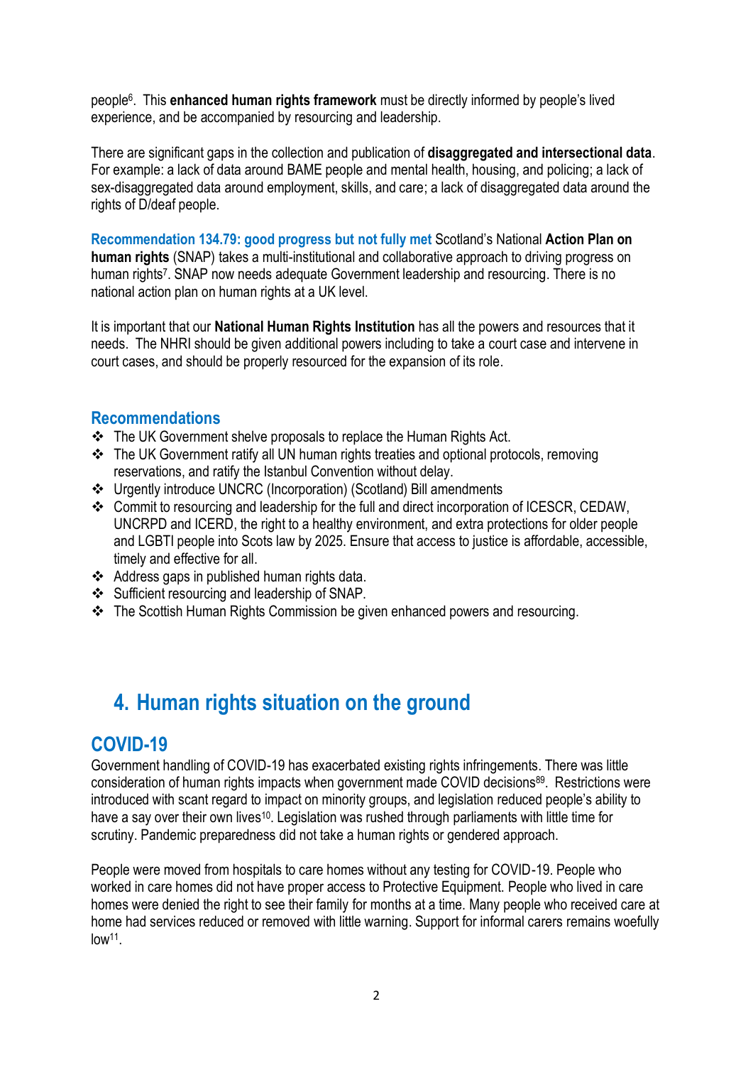people[6]. This **enhanced human rights framework** must be directly informed by people's lived experience, and be accompanied by resourcing and leadership.

There are significant gaps in the collection and publication of **disaggregated and intersectional data**. For example: a lack of data around BAME people and mental health, housing, and policing; a lack of sex-disaggregated data around employment, skills, and care; a lack of disaggregated data around the rights of D/deaf people.

**Recommendation 134.79: good progress but not fully met** Scotland's National **Action Plan on human rights** (SNAP) takes a multi-institutional and collaborative approach to driving progress on human rights[7]. SNAP now needs adequate Government leadership and resourcing. There is no national action plan on human rights at a UK level.

It is important that our **National Human Rights Institution** has all the powers and resources that it needs. The NHRI should be given additional powers including to take a court case and intervene in court cases, and should be properly resourced for the expansion of its role.

### Recommendations

- The UK Government shelve proposals to replace the Human Rights Act.
- The UK Government ratify all UN human rights treaties and optional protocols, removing reservations, and ratify the Istanbul Convention without delay.
- Urgently introduce UNCRC (Incorporation) (Scotland) Bill amendments
- Commit to resourcing and leadership for the full and direct incorporation of ICESCR, CEDAW, UNCRPD and ICERD, the right to a healthy environment, and extra protections for older people and LGBTI people into Scots law by 2025. Ensure that access to justice is affordable, accessible, timely and effective for all.
- Address gaps in published human rights data.
- Sufficient resourcing and leadership of SNAP.
- The Scottish Human Rights Commission be given enhanced powers and resourcing.

# 4. Human rights situation on the ground

## COVID-19

Government handling of COVID-19 has exacerbated existing rights infringements. There was little consideration of human rights impacts when government made COVID decisions[8][9]. Restrictions were introduced with scant regard to impact on minority groups, and legislation reduced people's ability to have a say over their own lives[10]. Legislation was rushed through parliaments with little time for scrutiny. Pandemic preparedness did not take a human rights or gendered approach.

People were moved from hospitals to care homes without any testing for COVID-19. People who worked in care homes did not have proper access to Protective Equipment. People who lived in care homes were denied the right to see their family for months at a time. Many people who received care at home had services reduced or removed with little warning. Support for informal carers remains woefully low[11].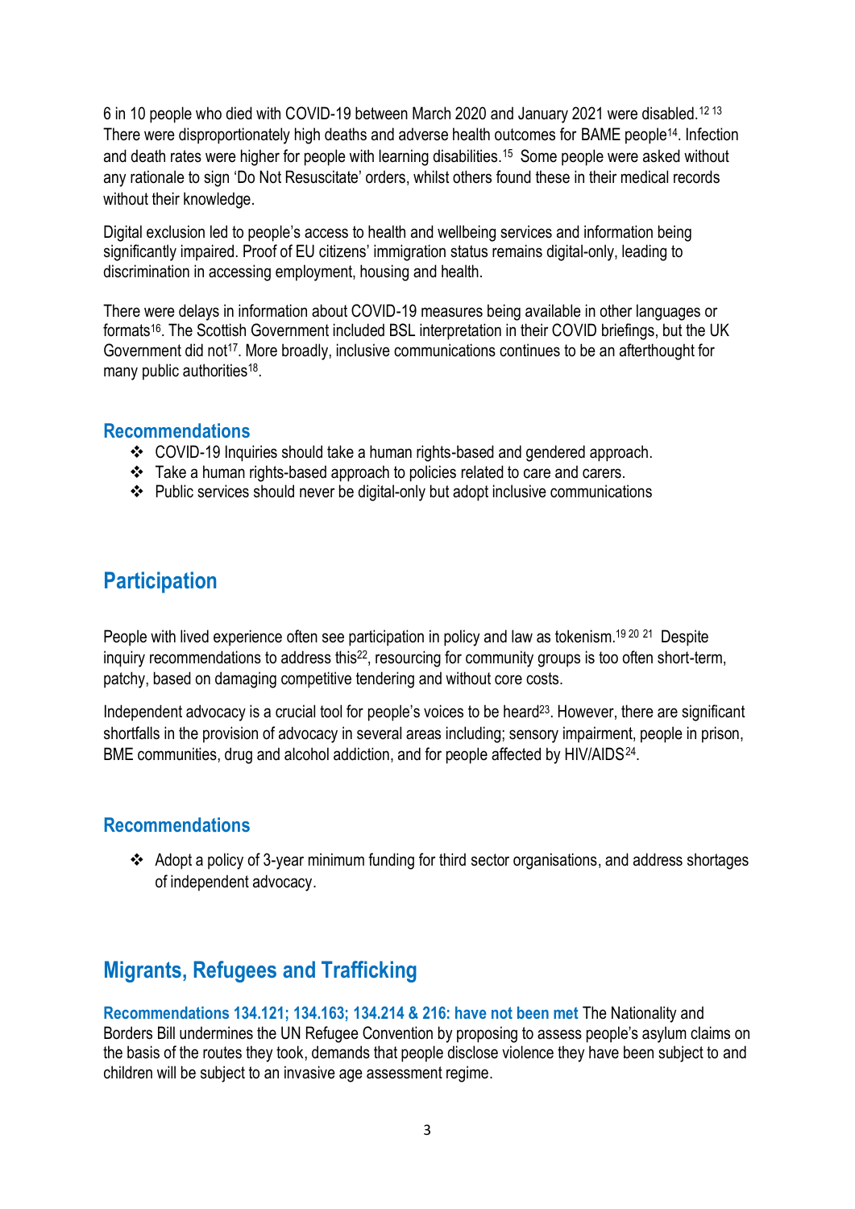6 in 10 people who died with COVID-19 between March 2020 and January 2021 were disabled.[12 13] There were disproportionately high deaths and adverse health outcomes for BAME people[14]. Infection and death rates were higher for people with learning disabilities.[15] Some people were asked without any rationale to sign 'Do Not Resuscitate' orders, whilst others found these in their medical records without their knowledge.

Digital exclusion led to people's access to health and wellbeing services and information being significantly impaired. Proof of EU citizens' immigration status remains digital-only, leading to discrimination in accessing employment, housing and health.

There were delays in information about COVID-19 measures being available in other languages or formats[16]. The Scottish Government included BSL interpretation in their COVID briefings, but the UK Government did not[17]. More broadly, inclusive communications continues to be an afterthought for many public authorities[18].

### Recommendations

- COVID-19 Inquiries should take a human rights-based and gendered approach.
- Take a human rights-based approach to policies related to care and carers.
- Public services should never be digital-only but adopt inclusive communications

## Participation

People with lived experience often see participation in policy and law as tokenism.[19 20 21] Despite inquiry recommendations to address this[22], resourcing for community groups is too often short-term, patchy, based on damaging competitive tendering and without core costs.

Independent advocacy is a crucial tool for people's voices to be heard[23]. However, there are significant shortfalls in the provision of advocacy in several areas including; sensory impairment, people in prison, BME communities, drug and alcohol addiction, and for people affected by HIV/AIDS[24].

### Recommendations

- Adopt a policy of 3-year minimum funding for third sector organisations, and address shortages of independent advocacy.

## Migrants, Refugees and Trafficking

**Recommendations 134.121; 134.163; 134.214 & 216: have not been met** The Nationality and Borders Bill undermines the UN Refugee Convention by proposing to assess people's asylum claims on the basis of the routes they took, demands that people disclose violence they have been subject to and children will be subject to an invasive age assessment regime.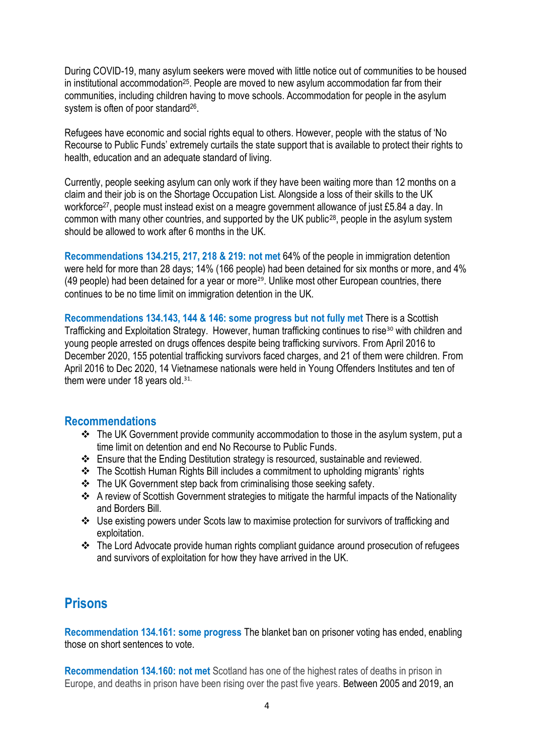During COVID-19, many asylum seekers were moved with little notice out of communities to be housed in institutional accommodation[25]. People are moved to new asylum accommodation far from their communities, including children having to move schools. Accommodation for people in the asylum system is often of poor standard[26].

Refugees have economic and social rights equal to others. However, people with the status of 'No Recourse to Public Funds' extremely curtails the state support that is available to protect their rights to health, education and an adequate standard of living.

Currently, people seeking asylum can only work if they have been waiting more than 12 months on a claim and their job is on the Shortage Occupation List. Alongside a loss of their skills to the UK workforce[27], people must instead exist on a meagre government allowance of just £5.84 a day. In common with many other countries, and supported by the UK public[28], people in the asylum system should be allowed to work after 6 months in the UK.

**Recommendations 134.215, 217, 218 & 219: not met** 64% of the people in immigration detention were held for more than 28 days; 14% (166 people) had been detained for six months or more, and 4% (49 people) had been detained for a year or more[29]. Unlike most other European countries, there continues to be no time limit on immigration detention in the UK.

**Recommendations 134.143, 144 & 146: some progress but not fully met** There is a Scottish Trafficking and Exploitation Strategy. However, human trafficking continues to rise[30] with children and young people arrested on drugs offences despite being trafficking survivors. From April 2016 to December 2020, 155 potential trafficking survivors faced charges, and 21 of them were children. From April 2016 to Dec 2020, 14 Vietnamese nationals were held in Young Offenders Institutes and ten of them were under 18 years old.[31]

### Recommendations

- The UK Government provide community accommodation to those in the asylum system, put a time limit on detention and end No Recourse to Public Funds.
- Ensure that the Ending Destitution strategy is resourced, sustainable and reviewed.
- The Scottish Human Rights Bill includes a commitment to upholding migrants' rights
- The UK Government step back from criminalising those seeking safety.
- A review of Scottish Government strategies to mitigate the harmful impacts of the Nationality and Borders Bill.
- Use existing powers under Scots law to maximise protection for survivors of trafficking and exploitation.
- The Lord Advocate provide human rights compliant guidance around prosecution of refugees and survivors of exploitation for how they have arrived in the UK.

## Prisons

**Recommendation 134.161: some progress** The blanket ban on prisoner voting has ended, enabling those on short sentences to vote.

**Recommendation 134.160: not met** Scotland has one of the highest rates of deaths in prison in Europe, and deaths in prison have been rising over the past five years. Between 2005 and 2019, an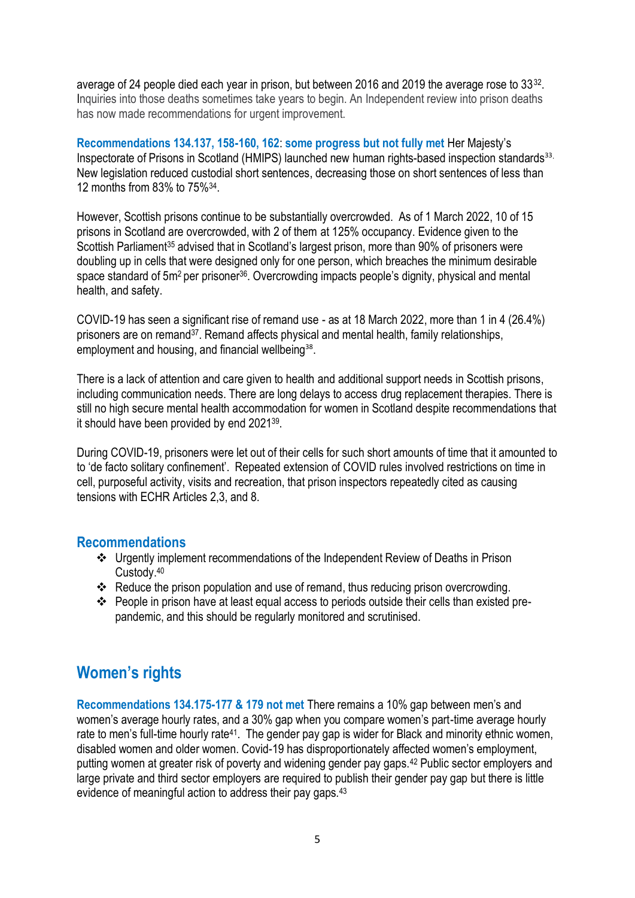average of 24 people died each year in prison, but between 2016 and 2019 the average rose to 33[32]. Inquiries into those deaths sometimes take years to begin. An Independent review into prison deaths has now made recommendations for urgent improvement.

**Recommendations 134.137, 158-160, 162**: **some progress but not fully met** Her Majesty's Inspectorate of Prisons in Scotland (HMIPS) launched new human rights-based inspection standards[33]. New legislation reduced custodial short sentences, decreasing those on short sentences of less than 12 months from 83% to 75%[34].

However, Scottish prisons continue to be substantially overcrowded. As of 1 March 2022, 10 of 15 prisons in Scotland are overcrowded, with 2 of them at 125% occupancy. Evidence given to the Scottish Parliament[35] advised that in Scotland's largest prison, more than 90% of prisoners were doubling up in cells that were designed only for one person, which breaches the minimum desirable space standard of 5m$^2$ per prisoner[36]. Overcrowding impacts people's dignity, physical and mental health, and safety.

COVID-19 has seen a significant rise of remand use - as at 18 March 2022, more than 1 in 4 (26.4%) prisoners are on remand[37]. Remand affects physical and mental health, family relationships, employment and housing, and financial wellbeing[38].

There is a lack of attention and care given to health and additional support needs in Scottish prisons, including communication needs. There are long delays to access drug replacement therapies. There is still no high secure mental health accommodation for women in Scotland despite recommendations that it should have been provided by end 2021[39].

During COVID-19, prisoners were let out of their cells for such short amounts of time that it amounted to to 'de facto solitary confinement'. Repeated extension of COVID rules involved restrictions on time in cell, purposeful activity, visits and recreation, that prison inspectors repeatedly cited as causing tensions with ECHR Articles 2,3, and 8.

### Recommendations

- Urgently implement recommendations of the Independent Review of Deaths in Prison Custody.[40]
- Reduce the prison population and use of remand, thus reducing prison overcrowding.
- People in prison have at least equal access to periods outside their cells than existed pre-pandemic, and this should be regularly monitored and scrutinised.

## Women's rights

**Recommendations 134.175-177 & 179 not met** There remains a 10% gap between men's and women's average hourly rates, and a 30% gap when you compare women's part-time average hourly rate to men's full-time hourly rate[41]. The gender pay gap is wider for Black and minority ethnic women, disabled women and older women. Covid-19 has disproportionately affected women's employment, putting women at greater risk of poverty and widening gender pay gaps.[42] Public sector employers and large private and third sector employers are required to publish their gender pay gap but there is little evidence of meaningful action to address their pay gaps.[43]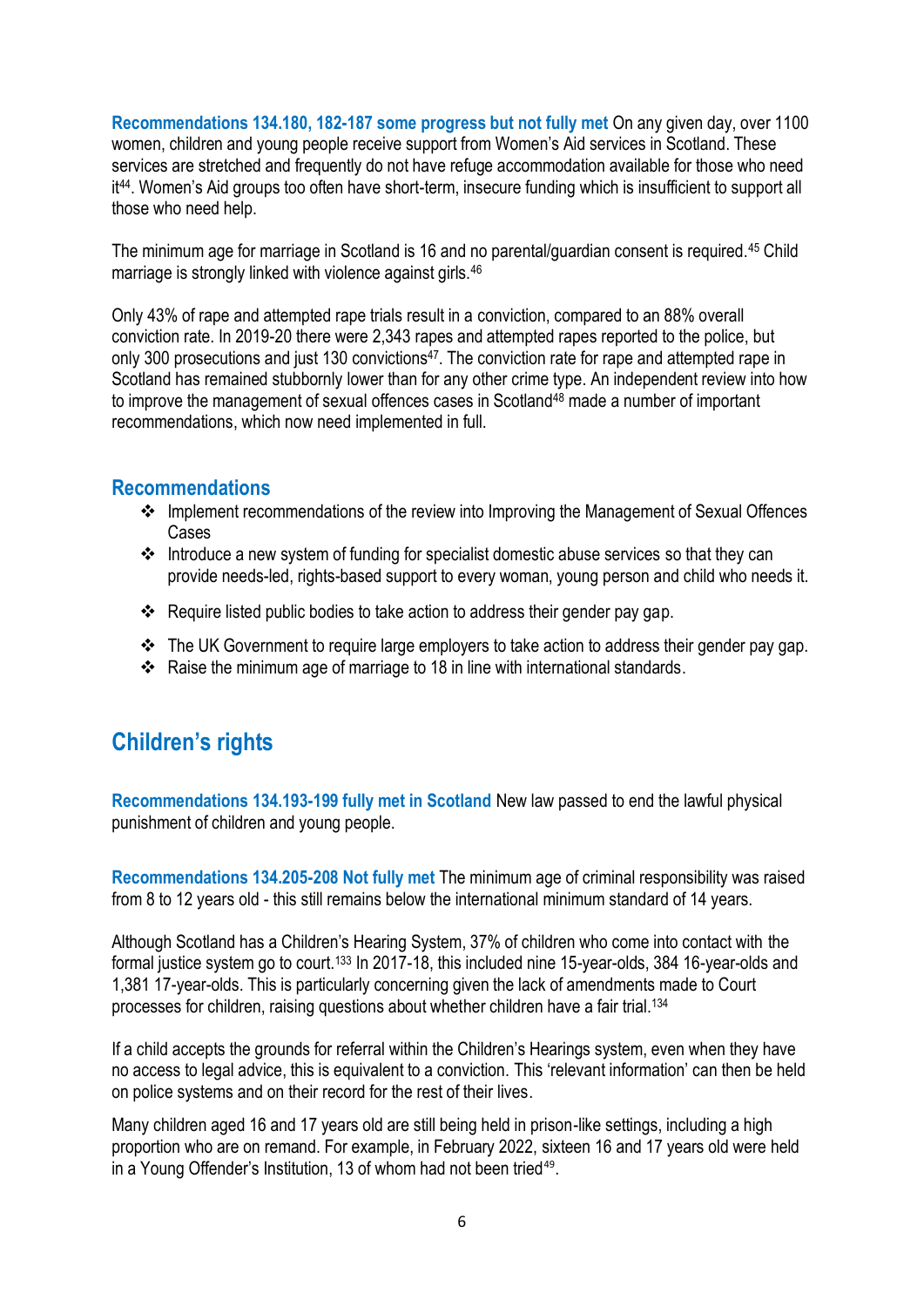**Recommendations 134.180, 182-187 some progress but not fully met** On any given day, over 1100 women, children and young people receive support from Women's Aid services in Scotland. These services are stretched and frequently do not have refuge accommodation available for those who need it[44]. Women's Aid groups too often have short-term, insecure funding which is insufficient to support all those who need help.

The minimum age for marriage in Scotland is 16 and no parental/guardian consent is required.[45] Child marriage is strongly linked with violence against girls.[46]

Only 43% of rape and attempted rape trials result in a conviction, compared to an 88% overall conviction rate. In 2019-20 there were 2,343 rapes and attempted rapes reported to the police, but only 300 prosecutions and just 130 convictions[47]. The conviction rate for rape and attempted rape in Scotland has remained stubbornly lower than for any other crime type. An independent review into how to improve the management of sexual offences cases in Scotland[48] made a number of important recommendations, which now need implemented in full.

### Recommendations

- Implement recommendations of the review into Improving the Management of Sexual Offences Cases
- Introduce a new system of funding for specialist domestic abuse services so that they can provide needs-led, rights-based support to every woman, young person and child who needs it.
- Require listed public bodies to take action to address their gender pay gap.
- The UK Government to require large employers to take action to address their gender pay gap.
- Raise the minimum age of marriage to 18 in line with international standards.

## Children's rights

**Recommendations 134.193-199 fully met in Scotland** New law passed to end the lawful physical punishment of children and young people.

**Recommendations 134.205-208 Not fully met** The minimum age of criminal responsibility was raised from 8 to 12 years old - this still remains below the international minimum standard of 14 years.

Although Scotland has a Children's Hearing System, 37% of children who come into contact with the formal justice system go to court.[133] In 2017-18, this included nine 15-year-olds, 384 16-year-olds and 1,381 17-year-olds. This is particularly concerning given the lack of amendments made to Court processes for children, raising questions about whether children have a fair trial.[134]

If a child accepts the grounds for referral within the Children's Hearings system, even when they have no access to legal advice, this is equivalent to a conviction. This 'relevant information' can then be held on police systems and on their record for the rest of their lives.

Many children aged 16 and 17 years old are still being held in prison-like settings, including a high proportion who are on remand. For example, in February 2022, sixteen 16 and 17 years old were held in a Young Offender's Institution, 13 of whom had not been tried[49].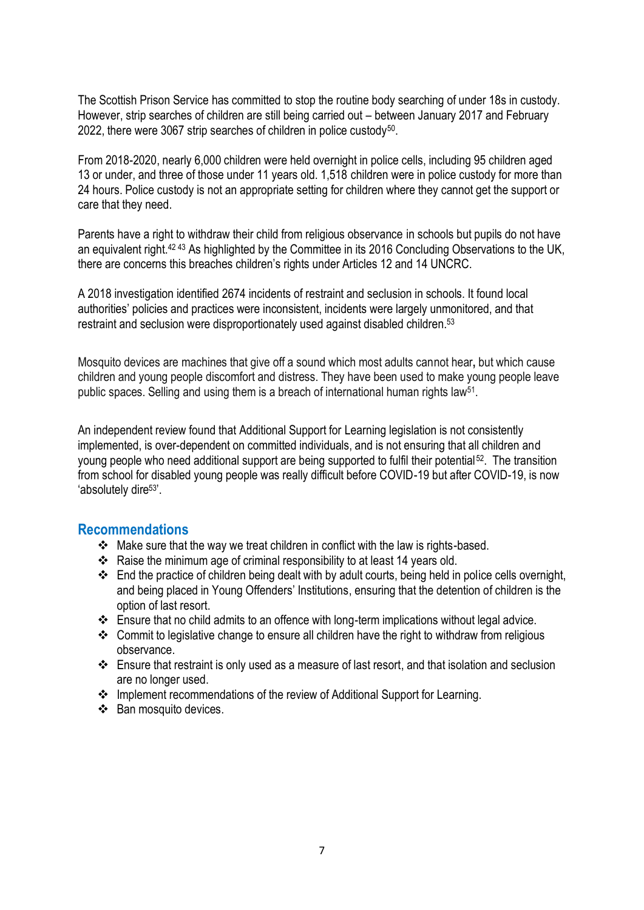The Scottish Prison Service has committed to stop the routine body searching of under 18s in custody. However, strip searches of children are still being carried out – between January 2017 and February 2022, there were 3067 strip searches of children in police custody[50].

From 2018-2020, nearly 6,000 children were held overnight in police cells, including 95 children aged 13 or under, and three of those under 11 years old. 1,518 children were in police custody for more than 24 hours. Police custody is not an appropriate setting for children where they cannot get the support or care that they need.

Parents have a right to withdraw their child from religious observance in schools but pupils do not have an equivalent right.[42 43] As highlighted by the Committee in its 2016 Concluding Observations to the UK, there are concerns this breaches children's rights under Articles 12 and 14 UNCRC.

A 2018 investigation identified 2674 incidents of restraint and seclusion in schools. It found local authorities' policies and practices were inconsistent, incidents were largely unmonitored, and that restraint and seclusion were disproportionately used against disabled children.[53]

Mosquito devices are machines that give off a sound which most adults cannot hear**,** but which cause children and young people discomfort and distress. They have been used to make young people leave public spaces. Selling and using them is a breach of international human rights law[51].

An independent review found that Additional Support for Learning legislation is not consistently implemented, is over-dependent on committed individuals, and is not ensuring that all children and young people who need additional support are being supported to fulfil their potential[52]. The transition from school for disabled young people was really difficult before COVID-19 but after COVID-19, is now 'absolutely dire[53]'.

## Recommendations

- Make sure that the way we treat children in conflict with the law is rights-based.
- Raise the minimum age of criminal responsibility to at least 14 years old.
- End the practice of children being dealt with by adult courts, being held in police cells overnight, and being placed in Young Offenders' Institutions, ensuring that the detention of children is the option of last resort.
- Ensure that no child admits to an offence with long-term implications without legal advice.
- Commit to legislative change to ensure all children have the right to withdraw from religious observance.
- Ensure that restraint is only used as a measure of last resort, and that isolation and seclusion are no longer used.
- Implement recommendations of the review of Additional Support for Learning.
- Ban mosquito devices.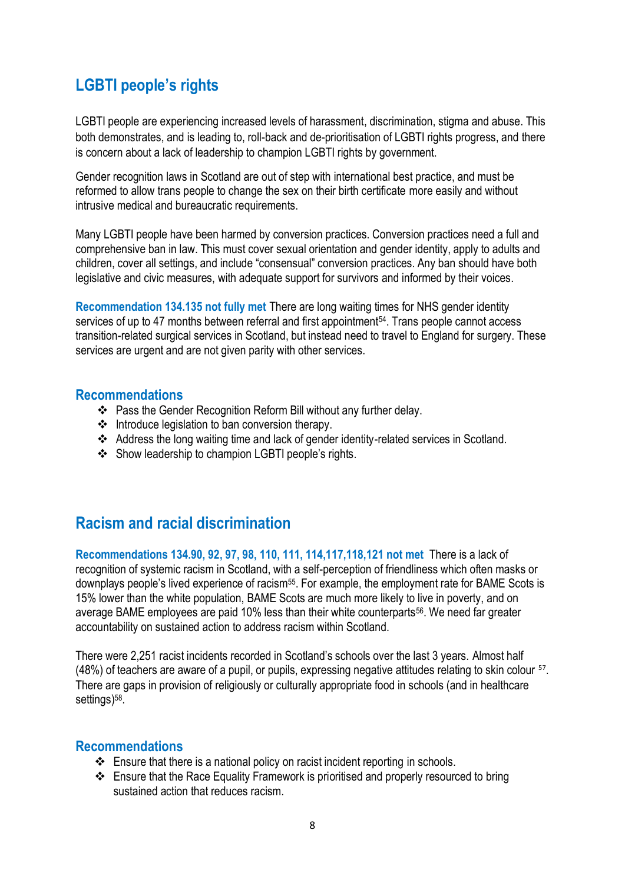## LGBTI people's rights

LGBTI people are experiencing increased levels of harassment, discrimination, stigma and abuse. This both demonstrates, and is leading to, roll-back and de-prioritisation of LGBTI rights progress, and there is concern about a lack of leadership to champion LGBTI rights by government.

Gender recognition laws in Scotland are out of step with international best practice, and must be reformed to allow trans people to change the sex on their birth certificate more easily and without intrusive medical and bureaucratic requirements.

Many LGBTI people have been harmed by conversion practices. Conversion practices need a full and comprehensive ban in law. This must cover sexual orientation and gender identity, apply to adults and children, cover all settings, and include "consensual" conversion practices. Any ban should have both legislative and civic measures, with adequate support for survivors and informed by their voices.

**Recommendation 134.135 not fully met** There are long waiting times for NHS gender identity services of up to 47 months between referral and first appointment[54]. Trans people cannot access transition-related surgical services in Scotland, but instead need to travel to England for surgery. These services are urgent and are not given parity with other services.

### Recommendations

- Pass the Gender Recognition Reform Bill without any further delay.
- Introduce legislation to ban conversion therapy.
- Address the long waiting time and lack of gender identity-related services in Scotland.
- Show leadership to champion LGBTI people's rights.

## Racism and racial discrimination

**Recommendations 134.90, 92, 97, 98, 110, 111, 114,117,118,121 not met** There is a lack of recognition of systemic racism in Scotland, with a self-perception of friendliness which often masks or downplays people's lived experience of racism[55]. For example, the employment rate for BAME Scots is 15% lower than the white population, BAME Scots are much more likely to live in poverty, and on average BAME employees are paid 10% less than their white counterparts[56]. We need far greater accountability on sustained action to address racism within Scotland.

There were 2,251 racist incidents recorded in Scotland's schools over the last 3 years. Almost half (48%) of teachers are aware of a pupil, or pupils, expressing negative attitudes relating to skin colour [57]. There are gaps in provision of religiously or culturally appropriate food in schools (and in healthcare settings)[58].

### Recommendations

- Ensure that there is a national policy on racist incident reporting in schools.
- Ensure that the Race Equality Framework is prioritised and properly resourced to bring sustained action that reduces racism.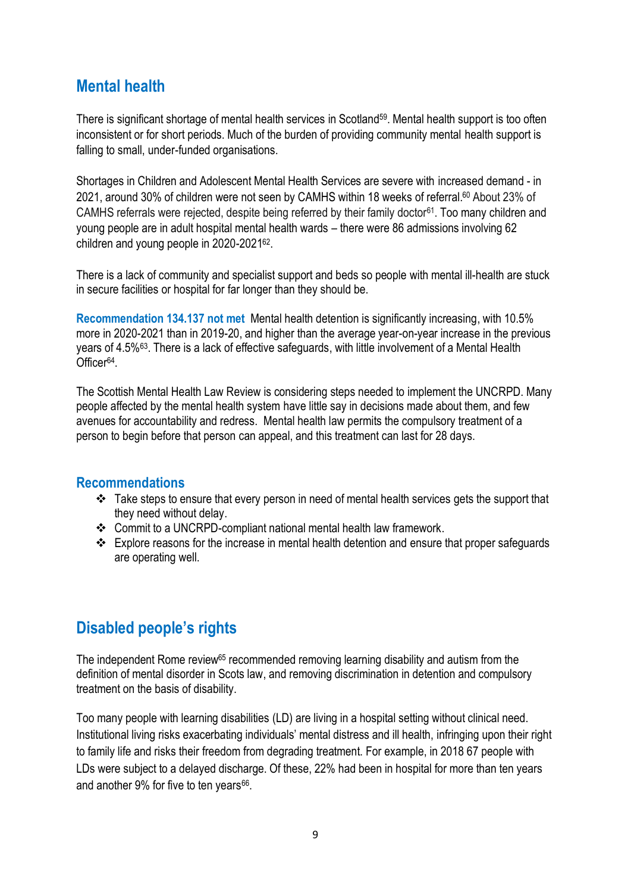## Mental health

There is significant shortage of mental health services in Scotland[59]. Mental health support is too often inconsistent or for short periods. Much of the burden of providing community mental health support is falling to small, under-funded organisations.

Shortages in Children and Adolescent Mental Health Services are severe with increased demand - in 2021, around 30% of children were not seen by CAMHS within 18 weeks of referral.[60] About 23% of CAMHS referrals were rejected, despite being referred by their family doctor[61]. Too many children and young people are in adult hospital mental health wards – there were 86 admissions involving 62 children and young people in 2020-2021[62].

There is a lack of community and specialist support and beds so people with mental ill-health are stuck in secure facilities or hospital for far longer than they should be.

**Recommendation 134.137 not met** Mental health detention is significantly increasing, with 10.5% more in 2020-2021 than in 2019-20, and higher than the average year-on-year increase in the previous years of 4.5%[63]. There is a lack of effective safeguards, with little involvement of a Mental Health Officer[64].

The Scottish Mental Health Law Review is considering steps needed to implement the UNCRPD. Many people affected by the mental health system have little say in decisions made about them, and few avenues for accountability and redress. Mental health law permits the compulsory treatment of a person to begin before that person can appeal, and this treatment can last for 28 days.

### Recommendations

- Take steps to ensure that every person in need of mental health services gets the support that they need without delay.
- Commit to a UNCRPD-compliant national mental health law framework.
- Explore reasons for the increase in mental health detention and ensure that proper safeguards are operating well.

## Disabled people's rights

The independent Rome review[65] recommended removing learning disability and autism from the definition of mental disorder in Scots law, and removing discrimination in detention and compulsory treatment on the basis of disability.

Too many people with learning disabilities (LD) are living in a hospital setting without clinical need. Institutional living risks exacerbating individuals' mental distress and ill health, infringing upon their right to family life and risks their freedom from degrading treatment. For example, in 2018 67 people with LDs were subject to a delayed discharge. Of these, 22% had been in hospital for more than ten years and another 9% for five to ten years[66].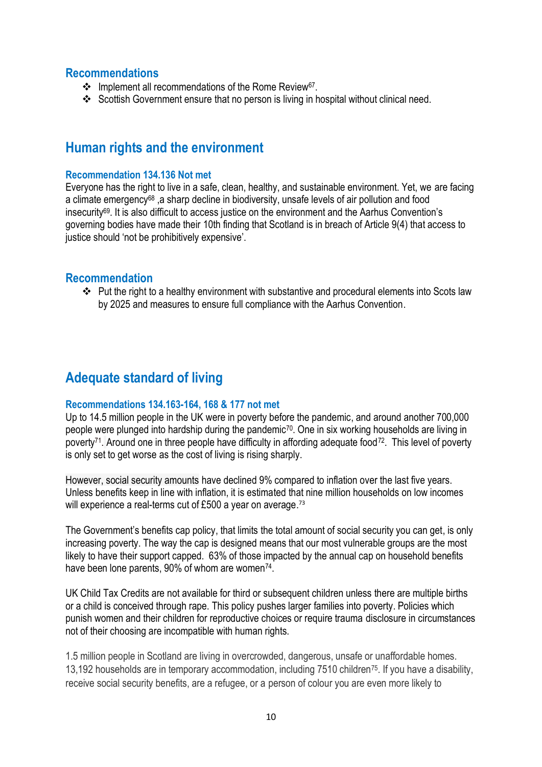## Recommendations

- Implement all recommendations of the Rome Review[67].
- Scottish Government ensure that no person is living in hospital without clinical need.

## Human rights and the environment

### Recommendation 134.136 Not met

Everyone has the right to live in a safe, clean, healthy, and sustainable environment. Yet, we are facing a climate emergency[68] ,a sharp decline in biodiversity, unsafe levels of air pollution and food insecurity[69]. It is also difficult to access justice on the environment and the Aarhus Convention's governing bodies have made their 10th finding that Scotland is in breach of Article 9(4) that access to justice should 'not be prohibitively expensive'.

## Recommendation

- Put the right to a healthy environment with substantive and procedural elements into Scots law by 2025 and measures to ensure full compliance with the Aarhus Convention.

## Adequate standard of living

### Recommendations 134.163-164, 168 & 177 not met

Up to 14.5 million people in the UK were in poverty before the pandemic, and around another 700,000 people were plunged into hardship during the pandemic[70]. One in six working households are living in poverty[71]. Around one in three people have difficulty in affording adequate food[72]. This level of poverty is only set to get worse as the cost of living is rising sharply.

However, social security amounts have declined 9% compared to inflation over the last five years. Unless benefits keep in line with inflation, it is estimated that nine million households on low incomes will experience a real-terms cut of £500 a year on average.[73]

The Government's benefits cap policy, that limits the total amount of social security you can get, is only increasing poverty. The way the cap is designed means that our most vulnerable groups are the most likely to have their support capped. 63% of those impacted by the annual cap on household benefits have been lone parents, 90% of whom are women[74].

UK Child Tax Credits are not available for third or subsequent children unless there are multiple births or a child is conceived through rape. This policy pushes larger families into poverty. Policies which punish women and their children for reproductive choices or require trauma disclosure in circumstances not of their choosing are incompatible with human rights.

1.5 million people in Scotland are living in overcrowded, dangerous, unsafe or unaffordable homes. 13,192 households are in temporary accommodation, including 7510 children[75]. If you have a disability, receive social security benefits, are a refugee, or a person of colour you are even more likely to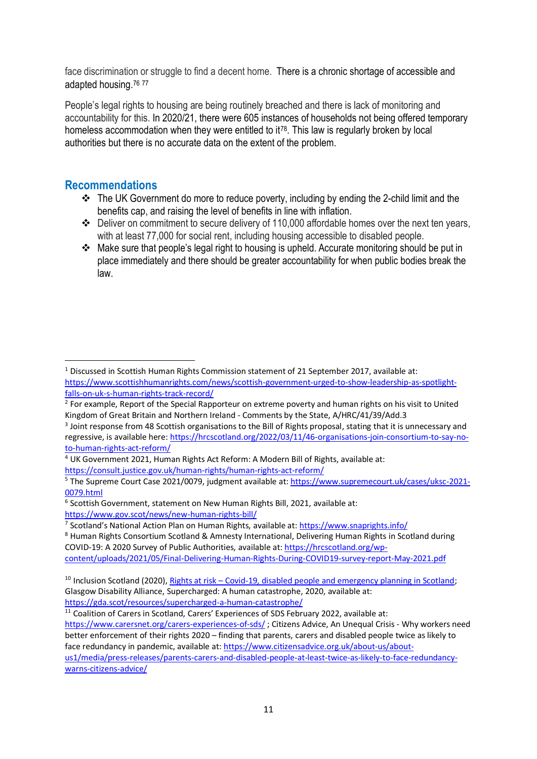face discrimination or struggle to find a decent home. There is a chronic shortage of accessible and adapted housing.[76] [77]

People's legal rights to housing are being routinely breached and there is lack of monitoring and accountability for this. In 2020/21, there were 605 instances of households not being offered temporary homeless accommodation when they were entitled to it[78]. This law is regularly broken by local authorities but there is no accurate data on the extent of the problem.

## Recommendations

- The UK Government do more to reduce poverty, including by ending the 2-child limit and the benefits cap, and raising the level of benefits in line with inflation.
- Deliver on commitment to secure delivery of 110,000 affordable homes over the next ten years, with at least 77,000 for social rent, including housing accessible to disabled people.
- Make sure that people's legal right to housing is upheld. Accurate monitoring should be put in place immediately and there should be greater accountability for when public bodies break the law.

---

[1] Discussed in Scottish Human Rights Commission statement of 21 September 2017, available at: https://www.scottishhumanrights.com/news/scottish-government-urged-to-show-leadership-as-spotlight-falls-on-uk-s-human-rights-track-record/

[2] For example, Report of the Special Rapporteur on extreme poverty and human rights on his visit to United Kingdom of Great Britain and Northern Ireland - Comments by the State, A/HRC/41/39/Add.3

[3] Joint response from 48 Scottish organisations to the Bill of Rights proposal, stating that it is unnecessary and regressive, is available here: https://hrcscotland.org/2022/03/11/46-organisations-join-consortium-to-say-no-to-human-rights-act-reform/

[4] UK Government 2021, Human Rights Act Reform: A Modern Bill of Rights, available at: https://consult.justice.gov.uk/human-rights/human-rights-act-reform/

[5] The Supreme Court Case 2021/0079, judgment available at: https://www.supremecourt.uk/cases/uksc-2021-0079.html

[6] Scottish Government, statement on New Human Rights Bill, 2021, available at: https://www.gov.scot/news/new-human-rights-bill/

[7] Scotland's National Action Plan on Human Rights, available at: https://www.snaprights.info/

[8] Human Rights Consortium Scotland & Amnesty International, Delivering Human Rights in Scotland during COVID-19: A 2020 Survey of Public Authorities, available at: https://hrcscotland.org/wp-content/uploads/2021/05/Final-Delivering-Human-Rights-During-COVID19-survey-report-May-2021.pdf

[10] Inclusion Scotland (2020), Rights at risk – Covid-19, disabled people and emergency planning in Scotland; Glasgow Disability Alliance, Supercharged: A human catastrophe, 2020, available at: https://gda.scot/resources/supercharged-a-human-catastrophe/

[11] Coalition of Carers in Scotland, Carers' Experiences of SDS February 2022, available at: https://www.carersnet.org/carers-experiences-of-sds/ ; Citizens Advice, An Unequal Crisis - Why workers need better enforcement of their rights 2020 – finding that parents, carers and disabled people twice as likely to face redundancy in pandemic, available at: https://www.citizensadvice.org.uk/about-us/about-us1/media/press-releases/parents-carers-and-disabled-people-at-least-twice-as-likely-to-face-redundancy-warns-citizens-advice/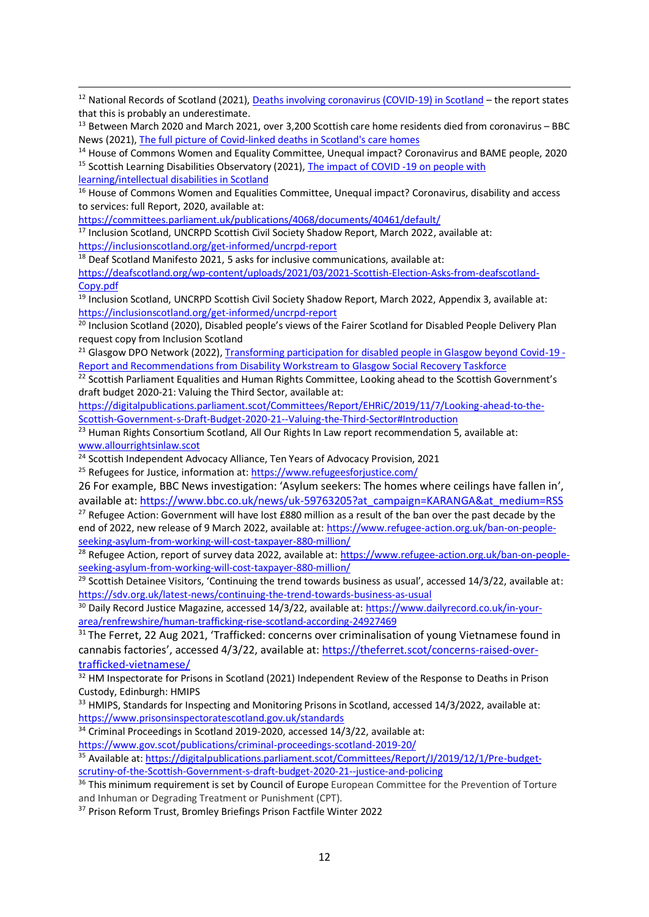[12] National Records of Scotland (2021), [Deaths involving coronavirus (COVID-19) in Scotland] – the report states that this is probably an underestimate.

[13] Between March 2020 and March 2021, over 3,200 Scottish care home residents died from coronavirus – BBC News (2021), [The full picture of Covid-linked deaths in Scotland's care homes]

[14] House of Commons Women and Equality Committee, Unequal impact? Coronavirus and BAME people, 2020

[15] Scottish Learning Disabilities Observatory (2021), [The impact of COVID -19 on people with learning/intellectual disabilities in Scotland]

[16] House of Commons Women and Equalities Committee, Unequal impact? Coronavirus, disability and access to services: full Report, 2020, available at: https://committees.parliament.uk/publications/4068/documents/40461/default/

[17] Inclusion Scotland, UNCRPD Scottish Civil Society Shadow Report, March 2022, available at: https://inclusionscotland.org/get-informed/uncrpd-report

[18] Deaf Scotland Manifesto 2021, 5 asks for inclusive communications, available at: https://deafscotland.org/wp-content/uploads/2021/03/2021-Scottish-Election-Asks-from-deafscotland-Copy.pdf

[19] Inclusion Scotland, UNCRPD Scottish Civil Society Shadow Report, March 2022, Appendix 3, available at: https://inclusionscotland.org/get-informed/uncrpd-report

[20] Inclusion Scotland (2020), Disabled people's views of the Fairer Scotland for Disabled People Delivery Plan request copy from Inclusion Scotland

[21] Glasgow DPO Network (2022), [Transforming participation for disabled people in Glasgow beyond Covid-19 - Report and Recommendations from Disability Workstream to Glasgow Social Recovery Taskforce]

[22] Scottish Parliament Equalities and Human Rights Committee, Looking ahead to the Scottish Government's draft budget 2020-21: Valuing the Third Sector, available at: https://digitalpublications.parliament.scot/Committees/Report/EHRiC/2019/11/7/Looking-ahead-to-the-Scottish-Government-s-Draft-Budget-2020-21--Valuing-the-Third-Sector#Introduction

[23] Human Rights Consortium Scotland, All Our Rights In Law report recommendation 5, available at: www.allourrightsinlaw.scot

[24] Scottish Independent Advocacy Alliance, Ten Years of Advocacy Provision, 2021

[25] Refugees for Justice, information at: https://www.refugeesforjustice.com/

26 For example, BBC News investigation: 'Asylum seekers: The homes where ceilings have fallen in', available at: https://www.bbc.co.uk/news/uk-59763205?at_campaign=KARANGA&at_medium=RSS

[27] Refugee Action: Government will have lost £880 million as a result of the ban over the past decade by the end of 2022, new release of 9 March 2022, available at: https://www.refugee-action.org.uk/ban-on-people-seeking-asylum-from-working-will-cost-taxpayer-880-million/

[28] Refugee Action, report of survey data 2022, available at: https://www.refugee-action.org.uk/ban-on-people-seeking-asylum-from-working-will-cost-taxpayer-880-million/

[29] Scottish Detainee Visitors, 'Continuing the trend towards business as usual', accessed 14/3/22, available at: https://sdv.org.uk/latest-news/continuing-the-trend-towards-business-as-usual

[30] Daily Record Justice Magazine, accessed 14/3/22, available at: https://www.dailyrecord.co.uk/in-your-area/renfrewshire/human-trafficking-rise-scotland-according-24927469

[31] The Ferret, 22 Aug 2021, 'Trafficked: concerns over criminalisation of young Vietnamese found in cannabis factories', accessed 4/3/22, available at: https://theferret.scot/concerns-raised-over-trafficked-vietnamese/

[32] HM Inspectorate for Prisons in Scotland (2021) Independent Review of the Response to Deaths in Prison Custody, Edinburgh: HMIPS

[33] HMIPS, Standards for Inspecting and Monitoring Prisons in Scotland, accessed 14/3/2022, available at: https://www.prisonsinspectoratescotland.gov.uk/standards

[34] Criminal Proceedings in Scotland 2019-2020, accessed 14/3/22, available at: https://www.gov.scot/publications/criminal-proceedings-scotland-2019-20/

[35] Available at: https://digitalpublications.parliament.scot/Committees/Report/J/2019/12/1/Pre-budget-scrutiny-of-the-Scottish-Government-s-draft-budget-2020-21--justice-and-policing

[36] This minimum requirement is set by Council of Europe European Committee for the Prevention of Torture and Inhuman or Degrading Treatment or Punishment (CPT).

[37] Prison Reform Trust, Bromley Briefings Prison Factfile Winter 2022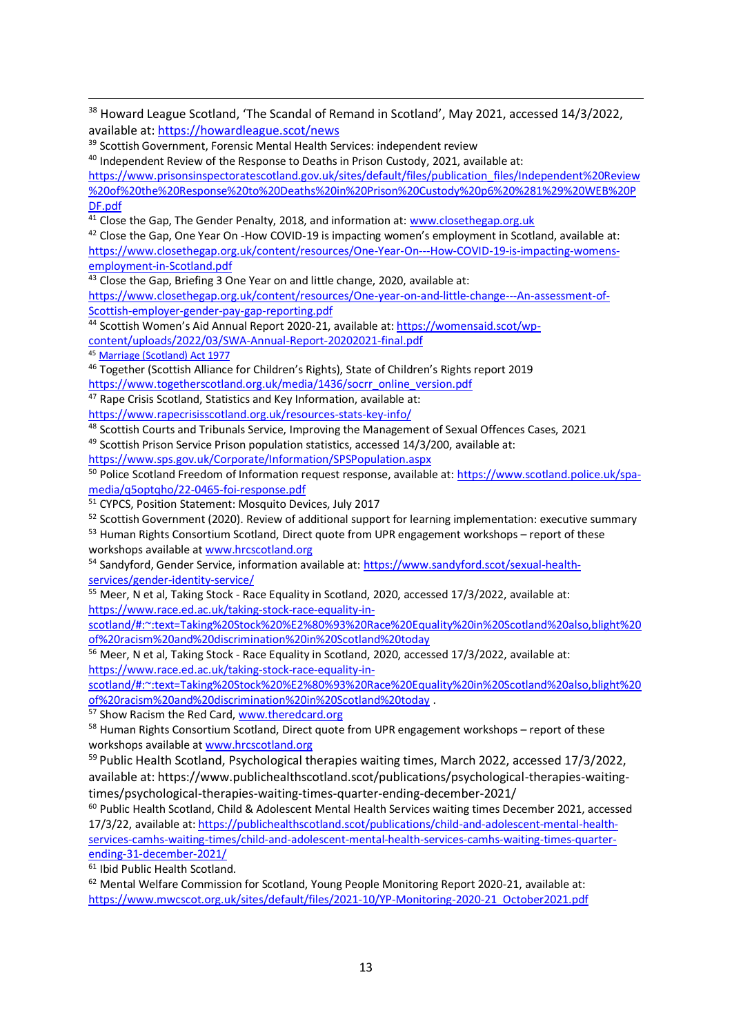[38] Howard League Scotland, 'The Scandal of Remand in Scotland', May 2021, accessed 14/3/2022, available at: https://howardleague.scot/news

[39] Scottish Government, Forensic Mental Health Services: independent review

[40] Independent Review of the Response to Deaths in Prison Custody, 2021, available at: https://www.prisonsinspectoratescotland.gov.uk/sites/default/files/publication_files/Independent%20Review%20of%20the%20Response%20to%20Deaths%20in%20Prison%20Custody%20p6%20%281%29%20WEB%20PDF.pdf

[41] Close the Gap, The Gender Penalty, 2018, and information at: www.closethegap.org.uk

[42] Close the Gap, One Year On -How COVID-19 is impacting women's employment in Scotland, available at: https://www.closethegap.org.uk/content/resources/One-Year-On---How-COVID-19-is-impacting-womens-employment-in-Scotland.pdf

[43] Close the Gap, Briefing 3 One Year on and little change, 2020, available at: https://www.closethegap.org.uk/content/resources/One-year-on-and-little-change---An-assessment-of-Scottish-employer-gender-pay-gap-reporting.pdf

[44] Scottish Women's Aid Annual Report 2020-21, available at: https://womensaid.scot/wp-content/uploads/2022/03/SWA-Annual-Report-20202021-final.pdf

[45] Marriage (Scotland) Act 1977

[46] Together (Scottish Alliance for Children's Rights), State of Children's Rights report 2019 https://www.togetherscotland.org.uk/media/1436/socrr_online_version.pdf

[47] Rape Crisis Scotland, Statistics and Key Information, available at: https://www.rapecrisisscotland.org.uk/resources-stats-key-info/

[48] Scottish Courts and Tribunals Service, Improving the Management of Sexual Offences Cases, 2021

[49] Scottish Prison Service Prison population statistics, accessed 14/3/200, available at: https://www.sps.gov.uk/Corporate/Information/SPSPopulation.aspx

[50] Police Scotland Freedom of Information request response, available at: https://www.scotland.police.uk/spa-media/q5optqho/22-0465-foi-response.pdf

[51] CYPCS, Position Statement: Mosquito Devices, July 2017

[52] Scottish Government (2020). Review of additional support for learning implementation: executive summary

[53] Human Rights Consortium Scotland, Direct quote from UPR engagement workshops – report of these workshops available at www.hrcscotland.org

[54] Sandyford, Gender Service, information available at: https://www.sandyford.scot/sexual-health-services/gender-identity-service/

[55] Meer, N et al, Taking Stock - Race Equality in Scotland, 2020, accessed 17/3/2022, available at: https://www.race.ed.ac.uk/taking-stock-race-equality-in-scotland/#:~:text=Taking%20Stock%20%E2%80%93%20Race%20Equality%20in%20Scotland%20also,blight%20of%20racism%20and%20discrimination%20in%20Scotland%20today

[56] Meer, N et al, Taking Stock - Race Equality in Scotland, 2020, accessed 17/3/2022, available at: https://www.race.ed.ac.uk/taking-stock-race-equality-in-scotland/#:~:text=Taking%20Stock%20%E2%80%93%20Race%20Equality%20in%20Scotland%20also,blight%20of%20racism%20and%20discrimination%20in%20Scotland%20today .

[57] Show Racism the Red Card, www.theredcard.org

[58] Human Rights Consortium Scotland, Direct quote from UPR engagement workshops – report of these workshops available at www.hrcscotland.org

[59] Public Health Scotland, Psychological therapies waiting times, March 2022, accessed 17/3/2022, available at: https://www.publichealthscotland.scot/publications/psychological-therapies-waiting-times/psychological-therapies-waiting-times-quarter-ending-december-2021/

[60] Public Health Scotland, Child & Adolescent Mental Health Services waiting times December 2021, accessed 17/3/22, available at: https://publichealthscotland.scot/publications/child-and-adolescent-mental-health-services-camhs-waiting-times/child-and-adolescent-mental-health-services-camhs-waiting-times-quarter-ending-31-december-2021/

[61] Ibid Public Health Scotland.

[62] Mental Welfare Commission for Scotland, Young People Monitoring Report 2020-21, available at: https://www.mwcscot.org.uk/sites/default/files/2021-10/YP-Monitoring-2020-21_October2021.pdf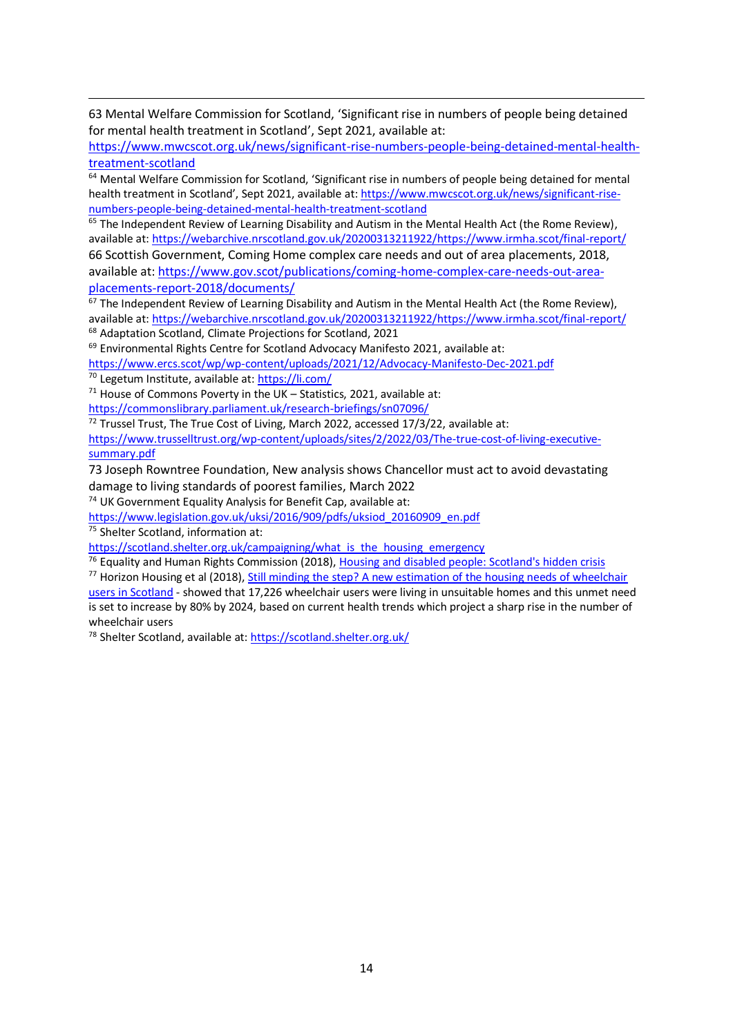63 Mental Welfare Commission for Scotland, 'Significant rise in numbers of people being detained for mental health treatment in Scotland', Sept 2021, available at: https://www.mwcscot.org.uk/news/significant-rise-numbers-people-being-detained-mental-health-treatment-scotland

[64] Mental Welfare Commission for Scotland, 'Significant rise in numbers of people being detained for mental health treatment in Scotland', Sept 2021, available at: https://www.mwcscot.org.uk/news/significant-rise-numbers-people-being-detained-mental-health-treatment-scotland

[65] The Independent Review of Learning Disability and Autism in the Mental Health Act (the Rome Review), available at: https://webarchive.nrscotland.gov.uk/20200313211922/https://www.irmha.scot/final-report/

66 Scottish Government, Coming Home complex care needs and out of area placements, 2018, available at: https://www.gov.scot/publications/coming-home-complex-care-needs-out-area-placements-report-2018/documents/

[67] The Independent Review of Learning Disability and Autism in the Mental Health Act (the Rome Review), available at: https://webarchive.nrscotland.gov.uk/20200313211922/https://www.irmha.scot/final-report/

[68] Adaptation Scotland, Climate Projections for Scotland, 2021

[69] Environmental Rights Centre for Scotland Advocacy Manifesto 2021, available at: https://www.ercs.scot/wp/wp-content/uploads/2021/12/Advocacy-Manifesto-Dec-2021.pdf

[70] Legetum Institute, available at: https://li.com/

[71] House of Commons Poverty in the UK – Statistics, 2021, available at: https://commonslibrary.parliament.uk/research-briefings/sn07096/

[72] Trussel Trust, The True Cost of Living, March 2022, accessed 17/3/22, available at: https://www.trusselltrust.org/wp-content/uploads/sites/2/2022/03/The-true-cost-of-living-executive-summary.pdf

73 Joseph Rowntree Foundation, New analysis shows Chancellor must act to avoid devastating damage to living standards of poorest families, March 2022

[74] UK Government Equality Analysis for Benefit Cap, available at: https://www.legislation.gov.uk/uksi/2016/909/pdfs/uksiod_20160909_en.pdf

[75] Shelter Scotland, information at: https://scotland.shelter.org.uk/campaigning/what_is_the_housing_emergency

[76] Equality and Human Rights Commission (2018), Housing and disabled people: Scotland's hidden crisis

[77] Horizon Housing et al (2018), Still minding the step? A new estimation of the housing needs of wheelchair users in Scotland - showed that 17,226 wheelchair users were living in unsuitable homes and this unmet need is set to increase by 80% by 2024, based on current health trends which project a sharp rise in the number of wheelchair users

[78] Shelter Scotland, available at: https://scotland.shelter.org.uk/